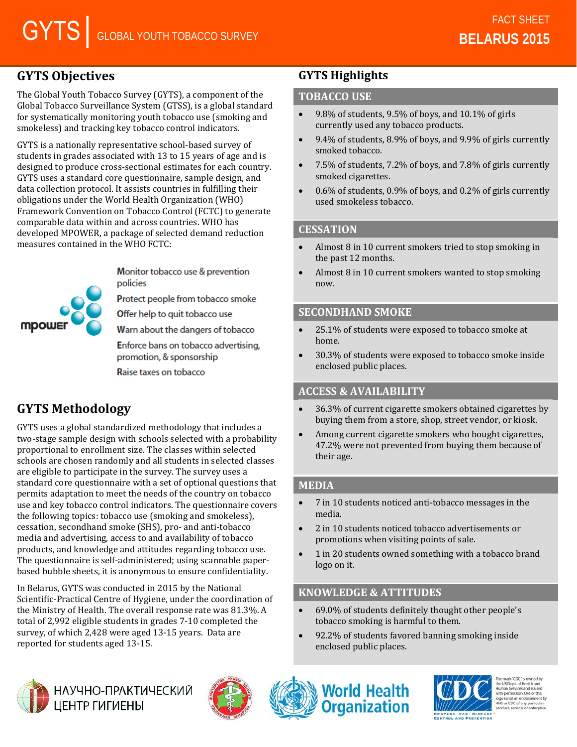# GYTS | GLOBAL YOUTH TOBACCO SURVEY

FACT SHEET
**BELARUS 2015**

## GYTS Objectives

The Global Youth Tobacco Survey (GYTS), a component of the Global Tobacco Surveillance System (GTSS), is a global standard for systematically monitoring youth tobacco use (smoking and smokeless) and tracking key tobacco control indicators.

GYTS is a nationally representative school-based survey of students in grades associated with 13 to 15 years of age and is designed to produce cross-sectional estimates for each country. GYTS uses a standard core questionnaire, sample design, and data collection protocol. It assists countries in fulfilling their obligations under the World Health Organization (WHO) Framework Convention on Tobacco Control (FCTC) to generate comparable data within and across countries. WHO has developed MPOWER, a package of selected demand reduction measures contained in the WHO FCTC:

mpower

- Monitor tobacco use & prevention policies
- Protect people from tobacco smoke
- Offer help to quit tobacco use
- Warn about the dangers of tobacco
- Enforce bans on tobacco advertising, promotion, & sponsorship
- Raise taxes on tobacco

## GYTS Methodology

GYTS uses a global standardized methodology that includes a two-stage sample design with schools selected with a probability proportional to enrollment size. The classes within selected schools are chosen randomly and all students in selected classes are eligible to participate in the survey. The survey uses a standard core questionnaire with a set of optional questions that permits adaptation to meet the needs of the country on tobacco use and key tobacco control indicators. The questionnaire covers the following topics: tobacco use (smoking and smokeless), cessation, secondhand smoke (SHS), pro- and anti-tobacco media and advertising, access to and availability of tobacco products, and knowledge and attitudes regarding tobacco use. The questionnaire is self-administered; using scannable paper-based bubble sheets, it is anonymous to ensure confidentiality.

In Belarus, GYTS was conducted in 2015 by the National Scientific-Practical Centre of Hygiene, under the coordination of the Ministry of Health. The overall response rate was 81.3%. A total of 2,992 eligible students in grades 7-10 completed the survey, of which 2,428 were aged 13-15 years. Data are reported for students aged 13-15.

## GYTS Highlights

### TOBACCO USE

- 9.8% of students, 9.5% of boys, and 10.1% of girls currently used any tobacco products.
- 9.4% of students, 8.9% of boys, and 9.9% of girls currently smoked tobacco.
- 7.5% of students, 7.2% of boys, and 7.8% of girls currently smoked cigarettes.
- 0.6% of students, 0.9% of boys, and 0.2% of girls currently used smokeless tobacco.

### CESSATION

- Almost 8 in 10 current smokers tried to stop smoking in the past 12 months.
- Almost 8 in 10 current smokers wanted to stop smoking now.

### SECONDHAND SMOKE

- 25.1% of students were exposed to tobacco smoke at home.
- 30.3% of students were exposed to tobacco smoke inside enclosed public places.

### ACCESS & AVAILABILITY

- 36.3% of current cigarette smokers obtained cigarettes by buying them from a store, shop, street vendor, or kiosk.
- Among current cigarette smokers who bought cigarettes, 47.2% were not prevented from buying them because of their age.

### MEDIA

- 7 in 10 students noticed anti-tobacco messages in the media.
- 2 in 10 students noticed tobacco advertisements or promotions when visiting points of sale.
- 1 in 20 students owned something with a tobacco brand logo on it.

### KNOWLEDGE & ATTITUDES

- 69.0% of students definitely thought other people's tobacco smoking is harmful to them.
- 92.2% of students favored banning smoking inside enclosed public places.

НАУЧНО-ПРАКТИЧЕСКИЙ ЦЕНТР ГИГИЕНЫ

World Health Organization

The mark "CDC" is owned by the US Dept. of Health and Human Services and is used with permission. Use of this logo is not an endorsement by HHS or CDC of any particular product, service, or enterprise.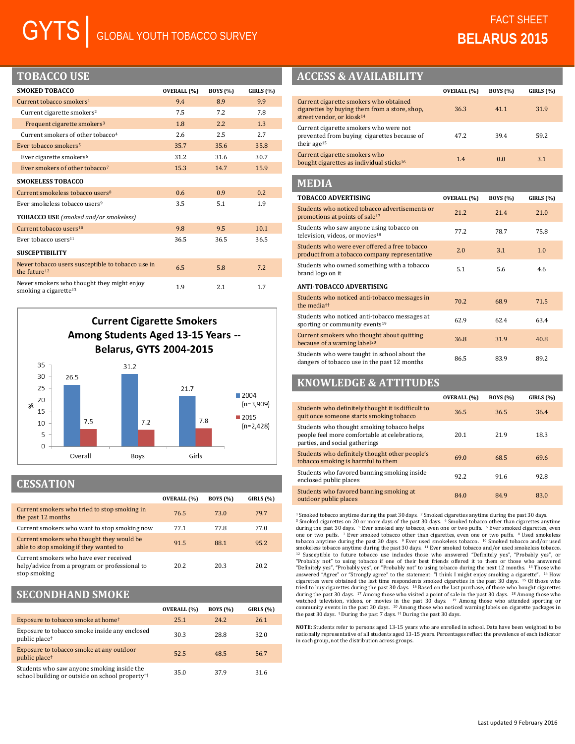# GYTS | GLOBAL YOUTH TOBACCO SURVEY

FACT SHEET
**BELARUS 2015**

## TOBACCO USE

| SMOKED TOBACCO | OVERALL (%) | BOYS (%) | GIRLS (%) |
|---|---|---|---|
| Current tobacco smokers[1] | 9.4 | 8.9 | 9.9 |
| Current cigarette smokers[2] | 7.5 | 7.2 | 7.8 |
| Frequent cigarette smokers[3] | 1.8 | 2.2 | 1.3 |
| Current smokers of other tobacco[4] | 2.6 | 2.5 | 2.7 |
| Ever tobacco smokers[5] | 35.7 | 35.6 | 35.8 |
| Ever cigarette smokers[6] | 31.2 | 31.6 | 30.7 |
| Ever smokers of other tobacco[7] | 15.3 | 14.7 | 15.9 |
| **SMOKELESS TOBACCO** | | | |
| Current smokeless tobacco users[8] | 0.6 | 0.9 | 0.2 |
| Ever smokeless tobacco users[9] | 3.5 | 5.1 | 1.9 |
| **TOBACCO USE** *(smoked and/or smokeless)* | | | |
| Current tobacco users[10] | 9.8 | 9.5 | 10.1 |
| Ever tobacco users[11] | 36.5 | 36.5 | 36.5 |
| **SUSCEPTIBILITY** | | | |
| Never tobacco users susceptible to tobacco use in the future[12] | 6.5 | 5.8 | 7.2 |
| Never smokers who thought they might enjoy smoking a cigarette[13] | 1.9 | 2.1 | 1.7 |

Current Cigarette Smokers Among Students Aged 13-15 Years -- Belarus, GYTS 2004-2015

%
35
30
25
20
15
10
5
0
Overall: 26.5, 7.5
Boys: 31.2, 7.2
Girls: 21.7, 7.8
2004 (n=3,909)
2015 (n=2,428)

## CESSATION

| | OVERALL (%) | BOYS (%) | GIRLS (%) |
|---|---|---|---|
| Current smokers who tried to stop smoking in the past 12 months | 76.5 | 73.0 | 79.7 |
| Current smokers who want to stop smoking now | 77.1 | 77.8 | 77.0 |
| Current smokers who thought they would be able to stop smoking if they wanted to | 91.5 | 88.1 | 95.2 |
| Current smokers who have ever received help/advice from a program or professional to stop smoking | 20.2 | 20.3 | 20.2 |

## SECONDHAND SMOKE

| | OVERALL (%) | BOYS (%) | GIRLS (%) |
|---|---|---|---|
| Exposure to tobacco smoke at home† | 25.1 | 24.2 | 26.1 |
| Exposure to tobacco smoke inside any enclosed public place† | 30.3 | 28.8 | 32.0 |
| Exposure to tobacco smoke at any outdoor public place† | 52.5 | 48.5 | 56.7 |
| Students who saw anyone smoking inside the school building or outside on school property†† | 35.0 | 37.9 | 31.6 |

## ACCESS & AVAILABILITY

| | OVERALL (%) | BOYS (%) | GIRLS (%) |
|---|---|---|---|
| Current cigarette smokers who obtained cigarettes by buying them from a store, shop, street vendor, or kiosk[14] | 36.3 | 41.1 | 31.9 |
| Current cigarette smokers who were not prevented from buying cigarettes because of their age[15] | 47.2 | 39.4 | 59.2 |
| Current cigarette smokers who bought cigarettes as individual sticks[16] | 1.4 | 0.0 | 3.1 |

## MEDIA

| TOBACCO ADVERTISING | OVERALL (%) | BOYS (%) | GIRLS (%) |
|---|---|---|---|
| Students who noticed tobacco advertisements or promotions at points of sale[17] | 21.2 | 21.4 | 21.0 |
| Students who saw anyone using tobacco on television, videos, or movies[18] | 77.2 | 78.7 | 75.8 |
| Students who were ever offered a free tobacco product from a tobacco company representative | 2.0 | 3.1 | 1.0 |
| Students who owned something with a tobacco brand logo on it | 5.1 | 5.6 | 4.6 |
| **ANTI-TOBACCO ADVERTISING** | | | |
| Students who noticed anti-tobacco messages in the media†† | 70.2 | 68.9 | 71.5 |
| Students who noticed anti-tobacco messages at sporting or community events[19] | 62.9 | 62.4 | 63.4 |
| Current smokers who thought about quitting because of a warning label[20] | 36.8 | 31.9 | 40.8 |
| Students who were taught in school about the dangers of tobacco use in the past 12 months | 86.5 | 83.9 | 89.2 |

## KNOWLEDGE & ATTITUDES

| | OVERALL (%) | BOYS (%) | GIRLS (%) |
|---|---|---|---|
| Students who definitely thought it is difficult to quit once someone starts smoking tobacco | 36.5 | 36.5 | 36.4 |
| Students who thought smoking tobacco helps people feel more comfortable at celebrations, parties, and social gatherings | 20.1 | 21.9 | 18.3 |
| Students who definitely thought other people's tobacco smoking is harmful to them | 69.0 | 68.5 | 69.6 |
| Students who favored banning smoking inside enclosed public places | 92.2 | 91.6 | 92.8 |
| Students who favored banning smoking at outdoor public places | 84.0 | 84.9 | 83.0 |

[1] Smoked tobacco anytime during the past 30 days. [2] Smoked cigarettes anytime during the past 30 days. [3] Smoked cigarettes on 20 or more days of the past 30 days. [4] Smoked tobacco other than cigarettes anytime during the past 30 days. [5] Ever smoked any tobacco, even one or two puffs. [6] Ever smoked cigarettes, even one or two puffs. [7] Ever smoked tobacco other than cigarettes, even one or two puffs. [8] Used smokeless tobacco anytime during the past 30 days. [9] Ever used smokeless tobacco. [10] Smoked tobacco and/or used smokeless tobacco anytime during the past 30 days. [11] Ever smoked tobacco and/or used smokeless tobacco. [12] Susceptible to future tobacco use includes those who answered "Definitely yes", "Probably yes", or "Probably not" to using tobacco if one of their best friends offered it to them or those who answered "Definitely yes", "Probably yes", or "Probably not" to using tobacco during the next 12 months. [13] Those who answered "Agree" or "Strongly agree" to the statement: "I think I might enjoy smoking a cigarette". [14] How cigarettes were obtained the last time respondents smoked cigarettes in the past 30 days. [15] Of those who tried to buy cigarettes during the past 30 days. [16] Based on the last purchase, of those who bought cigarettes during the past 30 days. [17] Among those who visited a point of sale in the past 30 days. [18] Among those who watched television, videos, or movies in the past 30 days. [19] Among those who attended sporting or community events in the past 30 days. [20] Among those who noticed warning labels on cigarette packages in the past 30 days. † During the past 7 days. †† During the past 30 days.

**NOTE:** Students refer to persons aged 13-15 years who are enrolled in school. Data have been weighted to be nationally representative of all students aged 13-15 years. Percentages reflect the prevalence of each indicator in each group, not the distribution across groups.

Last updated 9 February 2016